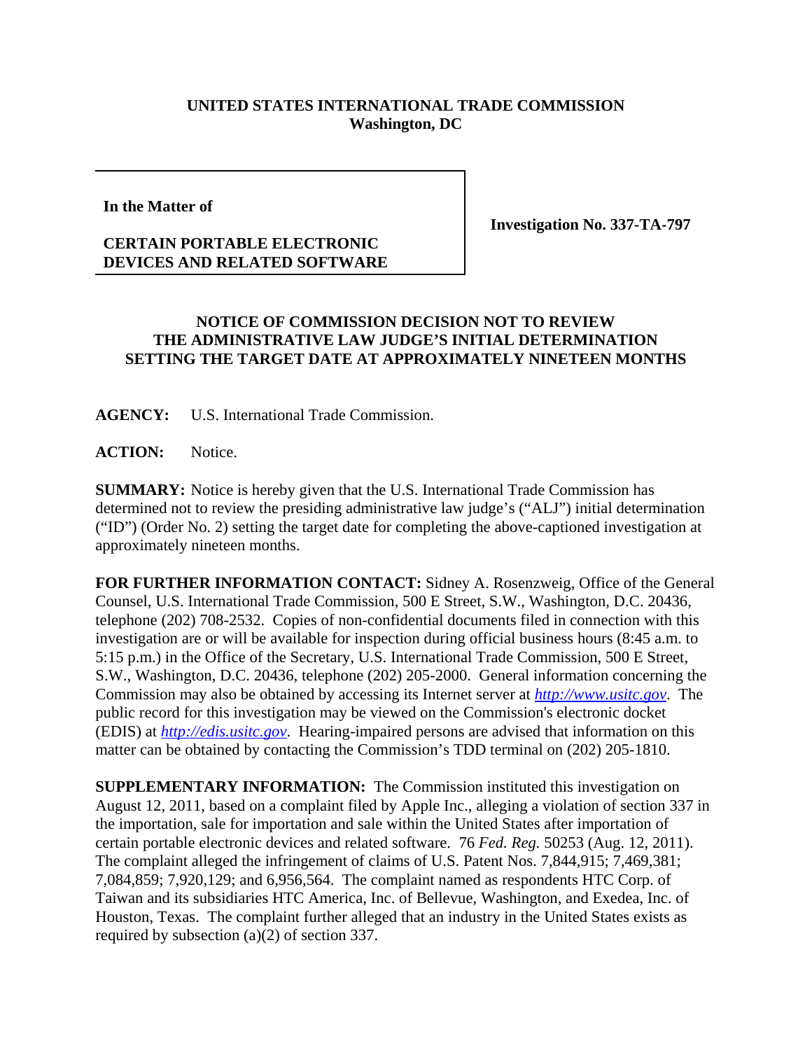**UNITED STATES INTERNATIONAL TRADE COMMISSION**
**Washington, DC**

| In the Matter of<br><br>**CERTAIN PORTABLE ELECTRONIC DEVICES AND RELATED SOFTWARE** | **Investigation No. 337-TA-797** |
|---|---|

**NOTICE OF COMMISSION DECISION NOT TO REVIEW THE ADMINISTRATIVE LAW JUDGE'S INITIAL DETERMINATION SETTING THE TARGET DATE AT APPROXIMATELY NINETEEN MONTHS**

**AGENCY:** U.S. International Trade Commission.

**ACTION:** Notice.

**SUMMARY:** Notice is hereby given that the U.S. International Trade Commission has determined not to review the presiding administrative law judge's ("ALJ") initial determination ("ID") (Order No. 2) setting the target date for completing the above-captioned investigation at approximately nineteen months.

**FOR FURTHER INFORMATION CONTACT:** Sidney A. Rosenzweig, Office of the General Counsel, U.S. International Trade Commission, 500 E Street, S.W., Washington, D.C. 20436, telephone (202) 708-2532. Copies of non-confidential documents filed in connection with this investigation are or will be available for inspection during official business hours (8:45 a.m. to 5:15 p.m.) in the Office of the Secretary, U.S. International Trade Commission, 500 E Street, S.W., Washington, D.C. 20436, telephone (202) 205-2000. General information concerning the Commission may also be obtained by accessing its Internet server at *http://www.usitc.gov*. The public record for this investigation may be viewed on the Commission's electronic docket (EDIS) at *http://edis.usitc.gov*. Hearing-impaired persons are advised that information on this matter can be obtained by contacting the Commission's TDD terminal on (202) 205-1810.

**SUPPLEMENTARY INFORMATION:** The Commission instituted this investigation on August 12, 2011, based on a complaint filed by Apple Inc., alleging a violation of section 337 in the importation, sale for importation and sale within the United States after importation of certain portable electronic devices and related software. 76 *Fed. Reg.* 50253 (Aug. 12, 2011). The complaint alleged the infringement of claims of U.S. Patent Nos. 7,844,915; 7,469,381; 7,084,859; 7,920,129; and 6,956,564. The complaint named as respondents HTC Corp. of Taiwan and its subsidiaries HTC America, Inc. of Bellevue, Washington, and Exedea, Inc. of Houston, Texas. The complaint further alleged that an industry in the United States exists as required by subsection (a)(2) of section 337.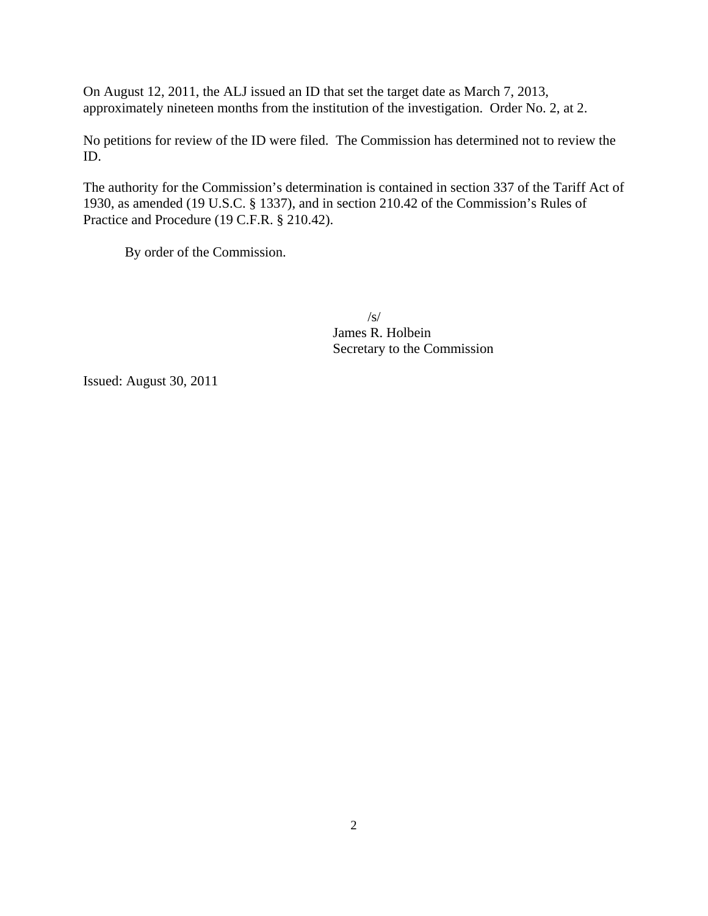On August 12, 2011, the ALJ issued an ID that set the target date as March 7, 2013, approximately nineteen months from the institution of the investigation. Order No. 2, at 2.

No petitions for review of the ID were filed. The Commission has determined not to review the ID.

The authority for the Commission's determination is contained in section 337 of the Tariff Act of 1930, as amended (19 U.S.C. § 1337), and in section 210.42 of the Commission's Rules of Practice and Procedure (19 C.F.R. § 210.42).

By order of the Commission.

/s/
James R. Holbein
Secretary to the Commission

Issued: August 30, 2011